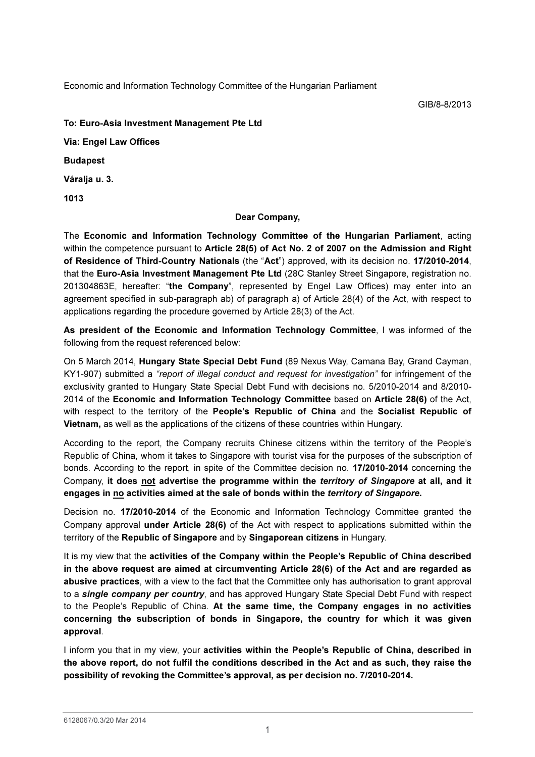Economic and Information Technology Committee of the Hungarian Parliament

GIB/8-8/2013

**To: Euro-Asia Investment Management Pte Ltd**

**Via: Engel Law Offices**

**Budapest**

**Váralja u. 3.**

**1013**

**Dear Company,**

The **Economic and Information Technology Committee of the Hungarian Parliament**, acting within the competence pursuant to **Article 28(5) of Act No. 2 of 2007 on the Admission and Right of Residence of Third-Country Nationals** (the "**Act**") approved, with its decision no. **17/2010-2014**, that the **Euro-Asia Investment Management Pte Ltd** (28C Stanley Street Singapore, registration no. 201304863E, hereafter: "**the Company**", represented by Engel Law Offices) may enter into an agreement specified in sub-paragraph ab) of paragraph a) of Article 28(4) of the Act, with respect to applications regarding the procedure governed by Article 28(3) of the Act.

**As president of the Economic and Information Technology Committee**, I was informed of the following from the request referenced below:

On 5 March 2014, **Hungary State Special Debt Fund** (89 Nexus Way, Camana Bay, Grand Cayman, KY1-907) submitted a *"report of illegal conduct and request for investigation"* for infringement of the exclusivity granted to Hungary State Special Debt Fund with decisions no. 5/2010-2014 and 8/2010-2014 of the **Economic and Information Technology Committee** based on **Article 28(6)** of the Act, with respect to the territory of the **People's Republic of China** and the **Socialist Republic of Vietnam,** as well as the applications of the citizens of these countries within Hungary.

According to the report, the Company recruits Chinese citizens within the territory of the People's Republic of China, whom it takes to Singapore with tourist visa for the purposes of the subscription of bonds. According to the report, in spite of the Committee decision no. **17/2010-2014** concerning the Company, **it does <u>not</u> advertise the programme within the *territory of Singapore* at all, and it engages in <u>no</u> activities aimed at the sale of bonds within the *territory of Singapore*.**

Decision no. **17/2010-2014** of the Economic and Information Technology Committee granted the Company approval **under Article 28(6)** of the Act with respect to applications submitted within the territory of the **Republic of Singapore** and by **Singaporean citizens** in Hungary.

It is my view that the **activities of the Company within the People's Republic of China described in the above request are aimed at circumventing Article 28(6) of the Act and are regarded as abusive practices**, with a view to the fact that the Committee only has authorisation to grant approval to a ***single company per country***, and has approved Hungary State Special Debt Fund with respect to the People's Republic of China. **At the same time, the Company engages in no activities concerning the subscription of bonds in Singapore, the country for which it was given approval**.

I inform you that in my view, your **activities within the People's Republic of China, described in the above report, do not fulfil the conditions described in the Act and as such, they raise the possibility of revoking the Committee's approval, as per decision no. 7/2010-2014.**

6128067/0.3/20 Mar 2014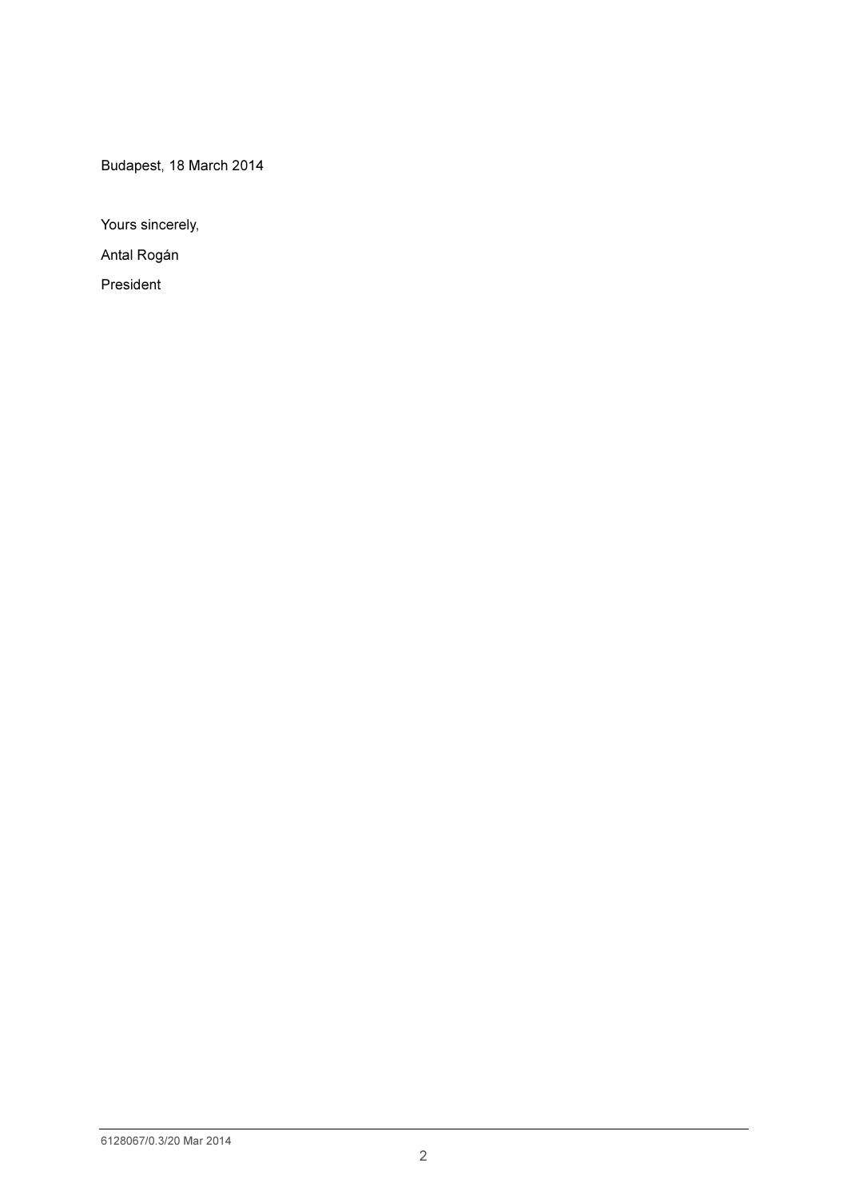Budapest, 18 March 2014

Yours sincerely,

Antal Rogán

President